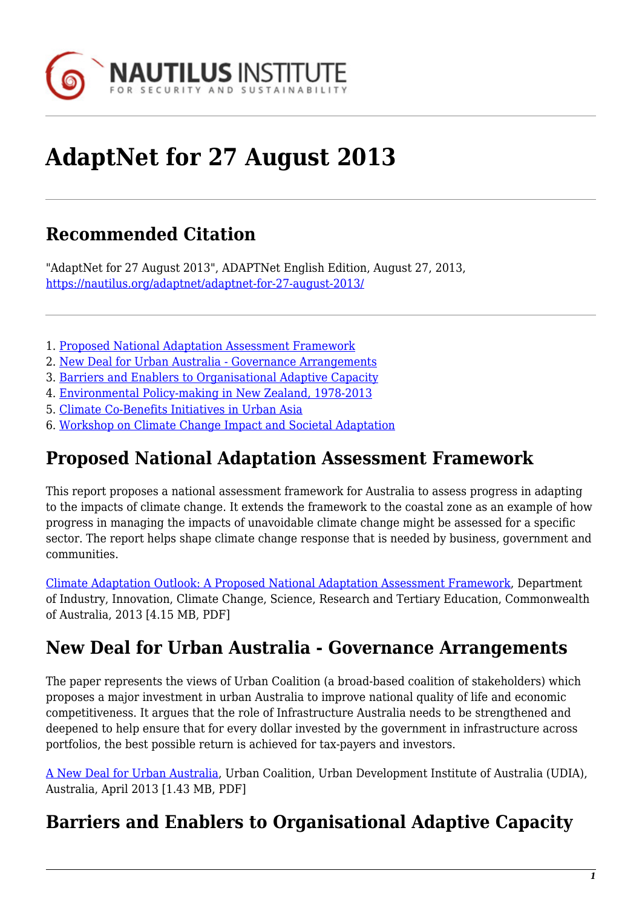# AdaptNet for 27 August 2013

## Recommended Citation

"AdaptNet for 27 August 2013", ADAPTNet English Edition, August 27, 2013, https://nautilus.org/adaptnet/adaptnet-for-27-august-2013/

1. Proposed National Adaptation Assessment Framework
2. New Deal for Urban Australia - Governance Arrangements
3. Barriers and Enablers to Organisational Adaptive Capacity
4. Environmental Policy-making in New Zealand, 1978-2013
5. Climate Co-Benefits Initiatives in Urban Asia
6. Workshop on Climate Change Impact and Societal Adaptation

## Proposed National Adaptation Assessment Framework

This report proposes a national assessment framework for Australia to assess progress in adapting to the impacts of climate change. It extends the framework to the coastal zone as an example of how progress in managing the impacts of unavoidable climate change might be assessed for a specific sector. The report helps shape climate change response that is needed by business, government and communities.

Climate Adaptation Outlook: A Proposed National Adaptation Assessment Framework, Department of Industry, Innovation, Climate Change, Science, Research and Tertiary Education, Commonwealth of Australia, 2013 [4.15 MB, PDF]

## New Deal for Urban Australia - Governance Arrangements

The paper represents the views of Urban Coalition (a broad-based coalition of stakeholders) which proposes a major investment in urban Australia to improve national quality of life and economic competitiveness. It argues that the role of Infrastructure Australia needs to be strengthened and deepened to help ensure that for every dollar invested by the government in infrastructure across portfolios, the best possible return is achieved for tax-payers and investors.

A New Deal for Urban Australia, Urban Coalition, Urban Development Institute of Australia (UDIA), Australia, April 2013 [1.43 MB, PDF]

## Barriers and Enablers to Organisational Adaptive Capacity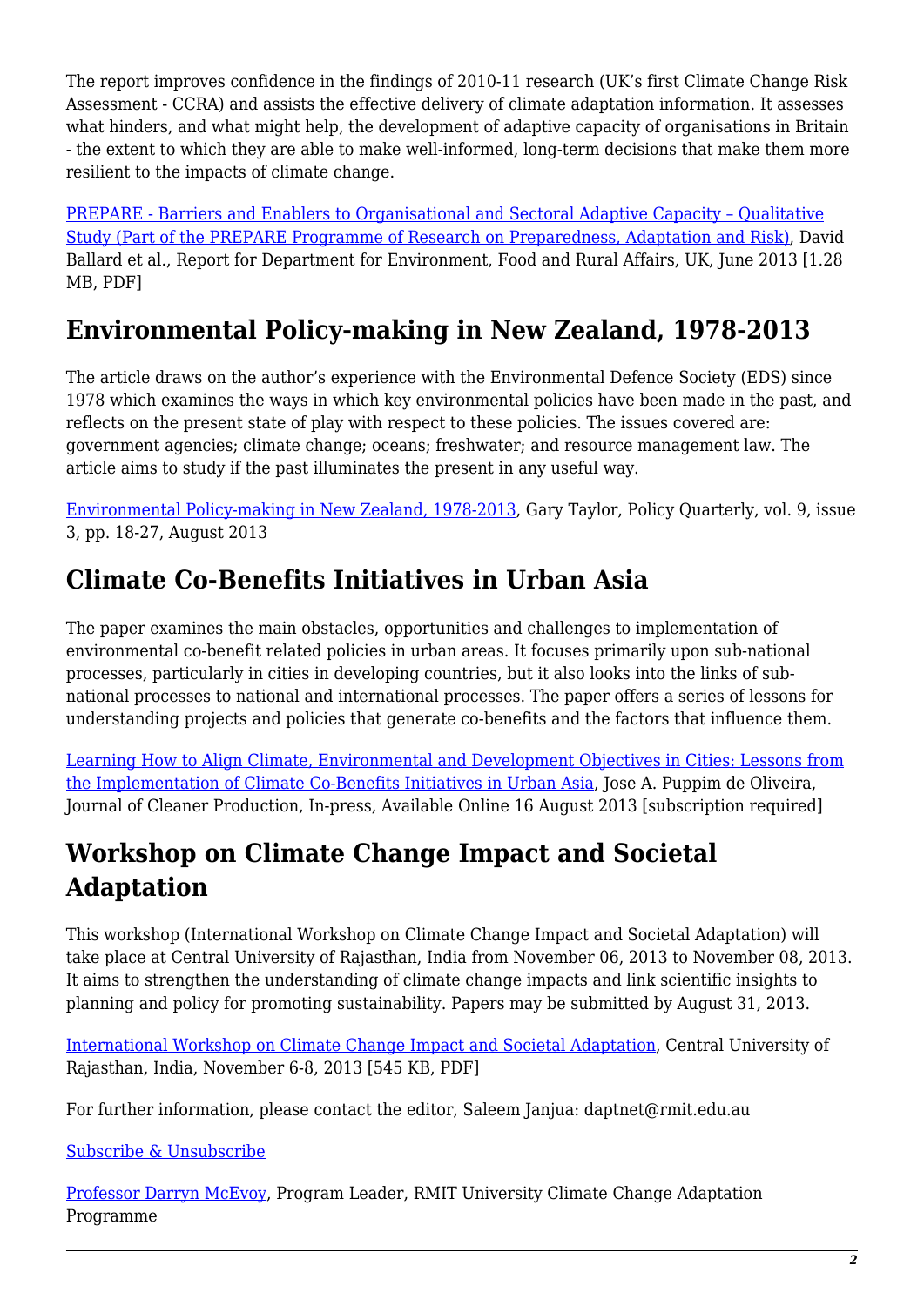The report improves confidence in the findings of 2010-11 research (UK's first Climate Change Risk Assessment - CCRA) and assists the effective delivery of climate adaptation information. It assesses what hinders, and what might help, the development of adaptive capacity of organisations in Britain - the extent to which they are able to make well-informed, long-term decisions that make them more resilient to the impacts of climate change.

PREPARE - Barriers and Enablers to Organisational and Sectoral Adaptive Capacity – Qualitative Study (Part of the PREPARE Programme of Research on Preparedness, Adaptation and Risk), David Ballard et al., Report for Department for Environment, Food and Rural Affairs, UK, June 2013 [1.28 MB, PDF]

## Environmental Policy-making in New Zealand, 1978-2013

The article draws on the author's experience with the Environmental Defence Society (EDS) since 1978 which examines the ways in which key environmental policies have been made in the past, and reflects on the present state of play with respect to these policies. The issues covered are: government agencies; climate change; oceans; freshwater; and resource management law. The article aims to study if the past illuminates the present in any useful way.

Environmental Policy-making in New Zealand, 1978-2013, Gary Taylor, Policy Quarterly, vol. 9, issue 3, pp. 18-27, August 2013

## Climate Co-Benefits Initiatives in Urban Asia

The paper examines the main obstacles, opportunities and challenges to implementation of environmental co-benefit related policies in urban areas. It focuses primarily upon sub-national processes, particularly in cities in developing countries, but it also looks into the links of sub-national processes to national and international processes. The paper offers a series of lessons for understanding projects and policies that generate co-benefits and the factors that influence them.

Learning How to Align Climate, Environmental and Development Objectives in Cities: Lessons from the Implementation of Climate Co-Benefits Initiatives in Urban Asia, Jose A. Puppim de Oliveira, Journal of Cleaner Production, In-press, Available Online 16 August 2013 [subscription required]

## Workshop on Climate Change Impact and Societal Adaptation

This workshop (International Workshop on Climate Change Impact and Societal Adaptation) will take place at Central University of Rajasthan, India from November 06, 2013 to November 08, 2013. It aims to strengthen the understanding of climate change impacts and link scientific insights to planning and policy for promoting sustainability. Papers may be submitted by August 31, 2013.

International Workshop on Climate Change Impact and Societal Adaptation, Central University of Rajasthan, India, November 6-8, 2013 [545 KB, PDF]

For further information, please contact the editor, Saleem Janjua: daptnet@rmit.edu.au

Subscribe & Unsubscribe

Professor Darryn McEvoy, Program Leader, RMIT University Climate Change Adaptation Programme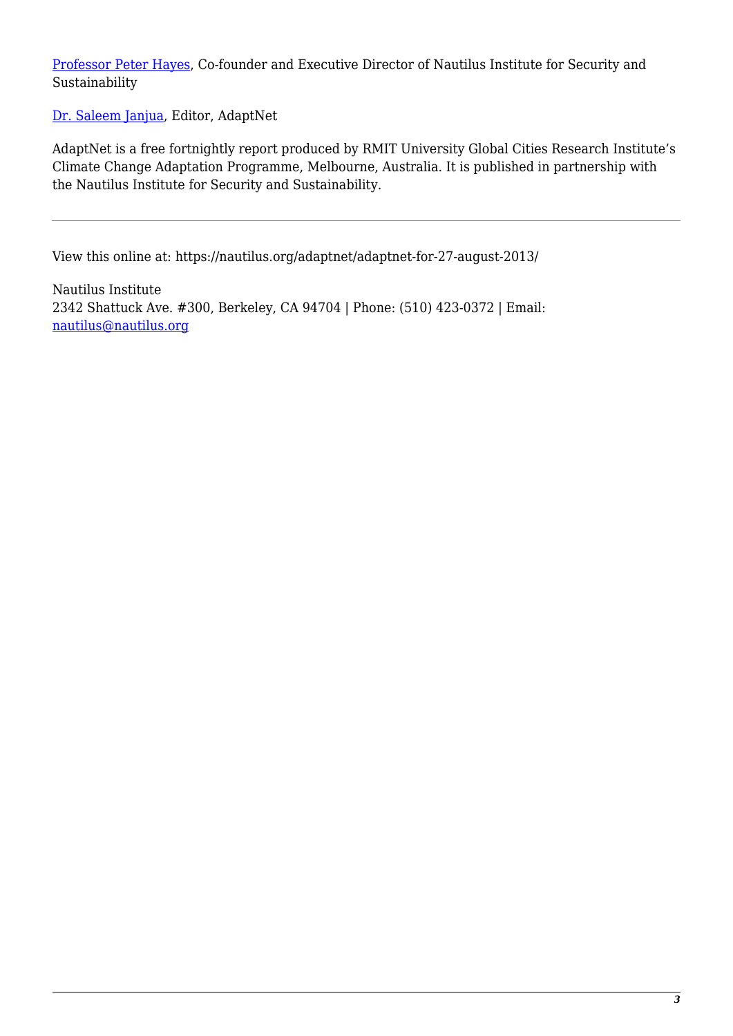[Professor Peter Hayes](#), Co-founder and Executive Director of Nautilus Institute for Security and Sustainability

[Dr. Saleem Janjua](#), Editor, AdaptNet

AdaptNet is a free fortnightly report produced by RMIT University Global Cities Research Institute's Climate Change Adaptation Programme, Melbourne, Australia. It is published in partnership with the Nautilus Institute for Security and Sustainability.

---

View this online at: https://nautilus.org/adaptnet/adaptnet-for-27-august-2013/

Nautilus Institute
2342 Shattuck Ave. #300, Berkeley, CA 94704 | Phone: (510) 423-0372 | Email: nautilus@nautilus.org